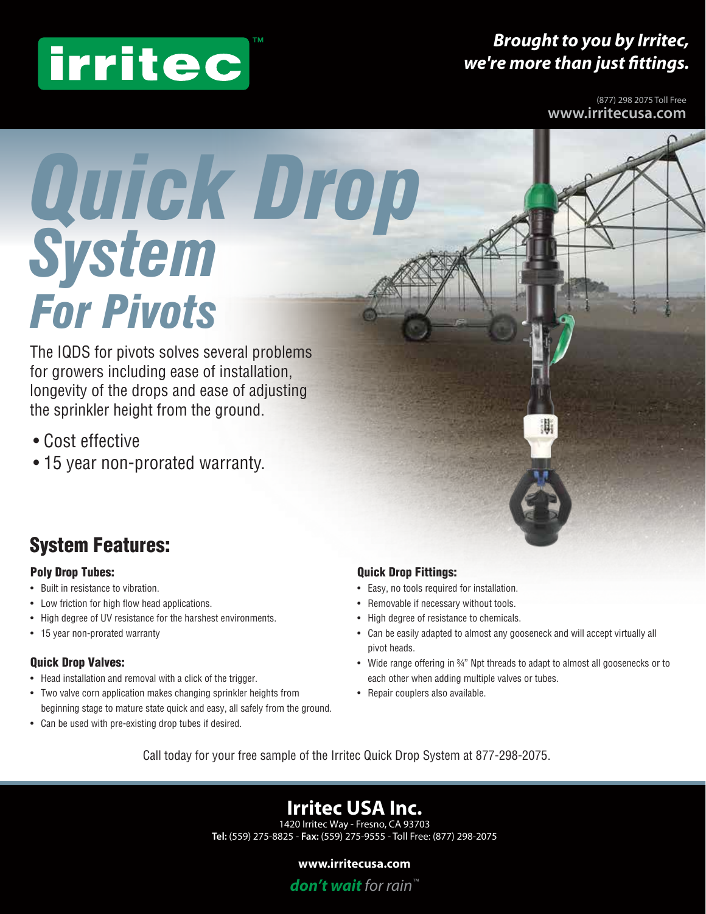irritec™

***Brought to you by Irritec, we're more than just fittings.***

(877) 298 2075 Toll Free
**www.irritecusa.com**

# *Quick Drop System For Pivots*

The IQDS for pivots solves several problems for growers including ease of installation, longevity of the drops and ease of adjusting the sprinkler height from the ground.

- Cost effective
- 15 year non-prorated warranty.

## System Features:

### Poly Drop Tubes:

- Built in resistance to vibration.
- Low friction for high flow head applications.
- High degree of UV resistance for the harshest environments.
- 15 year non-prorated warranty

### Quick Drop Valves:

- Head installation and removal with a click of the trigger.
- Two valve corn application makes changing sprinkler heights from beginning stage to mature state quick and easy, all safely from the ground.
- Can be used with pre-existing drop tubes if desired.

### Quick Drop Fittings:

- Easy, no tools required for installation.
- Removable if necessary without tools.
- High degree of resistance to chemicals.
- Can be easily adapted to almost any gooseneck and will accept virtually all pivot heads.
- Wide range offering in ¾" Npt threads to adapt to almost all goosenecks or to each other when adding multiple valves or tubes.
- Repair couplers also available.

Call today for your free sample of the Irritec Quick Drop System at 877-298-2075.

## Irritec USA Inc.

1420 Irritec Way - Fresno, CA 93703
**Tel:** (559) 275-8825 - **Fax:** (559) 275-9555 - Toll Free: (877) 298-2075

**www.irritecusa.com**

***don't wait*** *for rain™*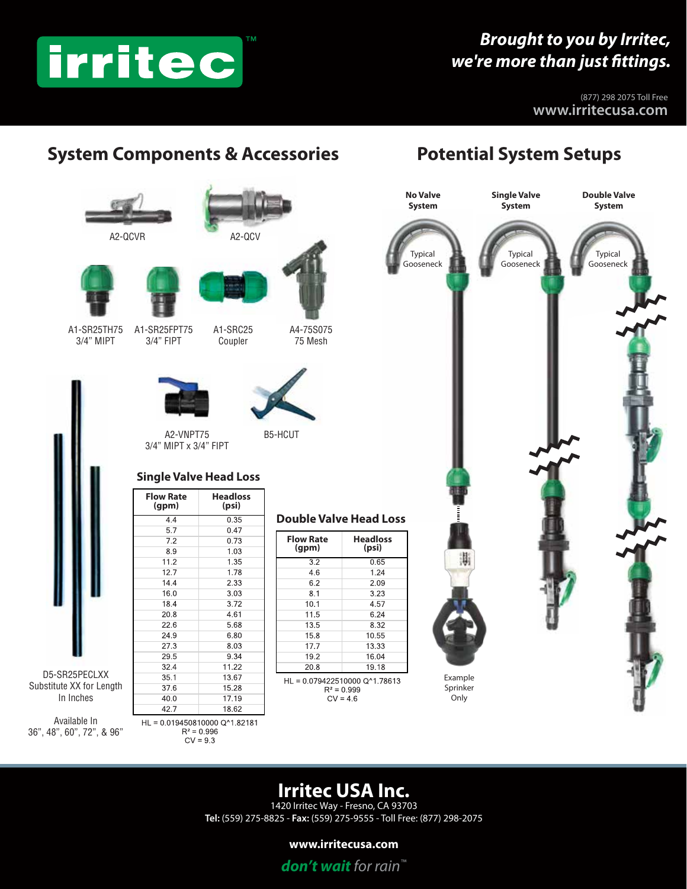irritec™

***Brought to you by Irritec, we're more than just fittings.***

(877) 298 2075 Toll Free
**www.irritecusa.com**

## System Components & Accessories

A2-QCVR

A2-QCV

A1-SR25TH75
3/4" MIPT

A1-SR25FPT75
3/4" FIPT

A1-SRC25
Coupler

A4-75S075
75 Mesh

A2-VNPT75
3/4" MIPT x 3/4" FIPT

B5-HCUT

D5-SR25PECLXX
Substitute XX for Length In Inches

Available In
36", 48", 60", 72", & 96"

### Single Valve Head Loss

| Flow Rate (gpm) | Headloss (psi) |
|---|---|
| 4.4 | 0.35 |
| 5.7 | 0.47 |
| 7.2 | 0.73 |
| 8.9 | 1.03 |
| 11.2 | 1.35 |
| 12.7 | 1.78 |
| 14.4 | 2.33 |
| 16.0 | 3.03 |
| 18.4 | 3.72 |
| 20.8 | 4.61 |
| 22.6 | 5.68 |
| 24.9 | 6.80 |
| 27.3 | 8.03 |
| 29.5 | 9.34 |
| 32.4 | 11.22 |
| 35.1 | 13.67 |
| 37.6 | 15.28 |
| 40.0 | 17.19 |
| 42.7 | 18.62 |

$HL = 0.019450810000\ Q^{1.82181}$
$R^2 = 0.996$
$CV = 9.3$

### Double Valve Head Loss

| Flow Rate (gpm) | Headloss (psi) |
|---|---|
| 3.2 | 0.65 |
| 4.6 | 1.24 |
| 6.2 | 2.09 |
| 8.1 | 3.23 |
| 10.1 | 4.57 |
| 11.5 | 6.24 |
| 13.5 | 8.32 |
| 15.8 | 10.55 |
| 17.7 | 13.33 |
| 19.2 | 16.04 |
| 20.8 | 19.18 |

$HL = 0.079422510000\ Q^{1.78613}$
$R^2 = 0.999$
$CV = 4.6$

## Potential System Setups

**No Valve System**

Typical Gooseneck

**Single Valve System**

Typical Gooseneck

**Double Valve System**

Typical Gooseneck

Example Sprinkler Only

# Irritec USA Inc.

1420 Irritec Way - Fresno, CA 93703
**Tel:** (559) 275-8825 - **Fax:** (559) 275-9555 - Toll Free: (877) 298-2075

**www.irritecusa.com**

***don't wait*** *for rain*™